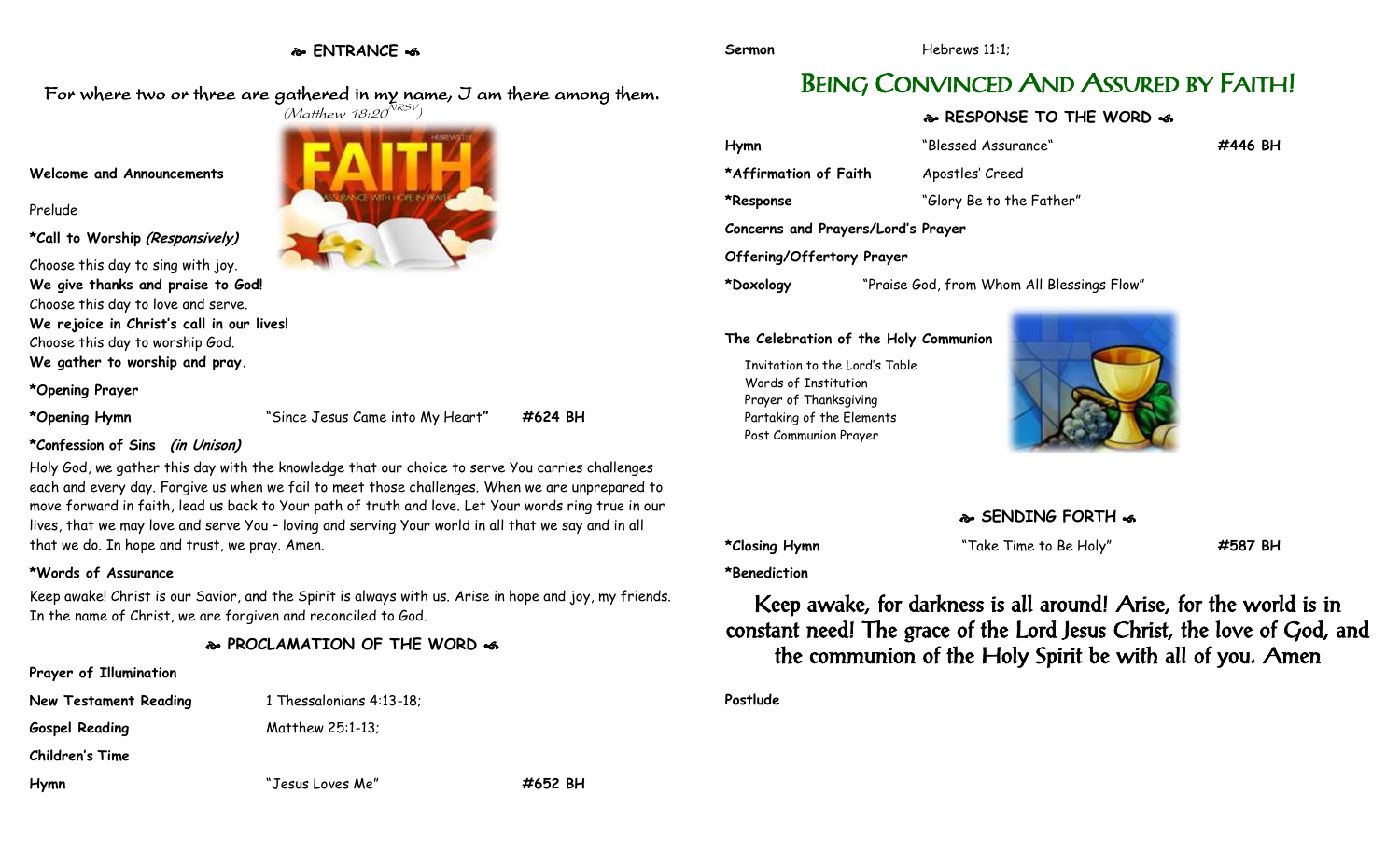## ENTRANCE

*For where two or three are gathered in my name, I am there among them.*
*(Matthew 18:20 NRSV)*

**Welcome and Announcements**

Prelude

**\*Call to Worship *(Responsively)***

Choose this day to sing with joy.
**We give thanks and praise to God!**
Choose this day to love and serve.
**We rejoice in Christ's call in our lives!**
Choose this day to worship God.
**We gather to worship and pray.**

**\*Opening Prayer**

**\*Opening Hymn** "Since Jesus Came into My Heart" **#624 BH**

**\*Confession of Sins *(in Unison)***

Holy God, we gather this day with the knowledge that our choice to serve You carries challenges each and every day. Forgive us when we fail to meet those challenges. When we are unprepared to move forward in faith, lead us back to Your path of truth and love. Let Your words ring true in our lives, that we may love and serve You – loving and serving Your world in all that we say and in all that we do. In hope and trust, we pray. Amen.

**\*Words of Assurance**

Keep awake! Christ is our Savior, and the Spirit is always with us. Arise in hope and joy, my friends. In the name of Christ, we are forgiven and reconciled to God.

## PROCLAMATION OF THE WORD

**Prayer of Illumination**

**New Testament Reading** 1 Thessalonians 4:13-18;

**Gospel Reading** Matthew 25:1-13;

**Children's Time**

**Hymn** "Jesus Loves Me" **#652 BH**

**Sermon** Hebrews 11:1;

# BEING CONVINCED AND ASSURED BY FAITH!

## RESPONSE TO THE WORD

**Hymn** "Blessed Assurance" **#446 BH**

**\*Affirmation of Faith** Apostles' Creed

**\*Response** "Glory Be to the Father"

**Concerns and Prayers/Lord's Prayer**

**Offering/Offertory Prayer**

**\*Doxology** "Praise God, from Whom All Blessings Flow"

**The Celebration of the Holy Communion**

- Invitation to the Lord's Table
- Words of Institution
- Prayer of Thanksgiving
- Partaking of the Elements
- Post Communion Prayer

## SENDING FORTH

**\*Closing Hymn** "Take Time to Be Holy" **#587 BH**

**\*Benediction**

Keep awake, for darkness is all around! Arise, for the world is in constant need! The grace of the Lord Jesus Christ, the love of God, and the communion of the Holy Spirit be with all of you. Amen

**Postlude**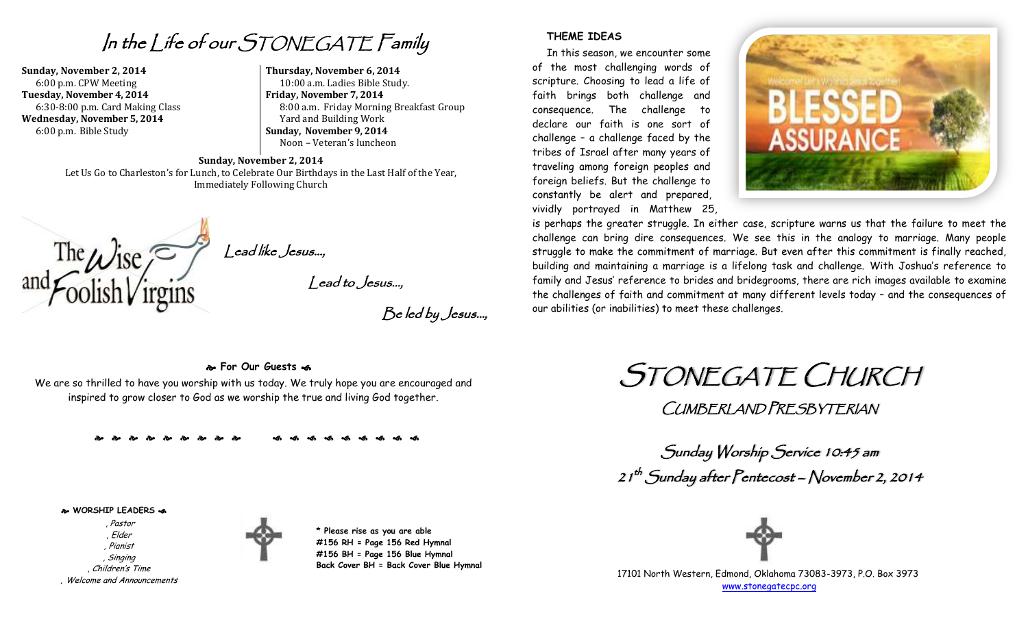# In the Life of our STONEGATE Family

**Sunday, November 2, 2014**
6:00 p.m. CPW Meeting
**Tuesday, November 4, 2014**
6:30-8:00 p.m. Card Making Class
**Wednesday, November 5, 2014**
6:00 p.m. Bible Study

**Thursday, November 6, 2014**
10:00 a.m. Ladies Bible Study.
**Friday, November 7, 2014**
8:00 a.m. Friday Morning Breakfast Group
Yard and Building Work
**Sunday, November 9, 2014**
Noon – Veteran's luncheon

**Sunday, November 2, 2014**
Let Us Go to Charleston's for Lunch, to Celebrate Our Birthdays in the Last Half of the Year, Immediately Following Church

The Wise and Foolish Virgins

*Lead like Jesus...,*

*Lead to Jesus...,*

*Be led by Jesus...,*

**For Our Guests**

We are so thrilled to have you worship with us today. We truly hope you are encouraged and inspired to grow closer to God as we worship the true and living God together.

**WORSHIP LEADERS**

*, Pastor*
*, Elder*
*, Pianist*
*, Singing*
*, Children's Time*
*, Welcome and Announcements*

**\* Please rise as you are able**
**#156 RH = Page 156 Red Hymnal**
**#156 BH = Page 156 Blue Hymnal**
**Back Cover BH = Back Cover Blue Hymnal**

**THEME IDEAS**

In this season, we encounter some of the most challenging words of scripture. Choosing to lead a life of faith brings both challenge and consequence. The challenge to declare our faith is one sort of challenge – a challenge faced by the tribes of Israel after many years of traveling among foreign peoples and foreign beliefs. But the challenge to constantly be alert and prepared, vividly portrayed in Matthew 25, is perhaps the greater struggle. In either case, scripture warns us that the failure to meet the challenge can bring dire consequences. We see this in the analogy to marriage. Many people struggle to make the commitment of marriage. But even after this commitment is finally reached, building and maintaining a marriage is a lifelong task and challenge. With Joshua's reference to family and Jesus' reference to brides and bridegrooms, there are rich images available to examine the challenges of faith and commitment at many different levels today – and the consequences of our abilities (or inabilities) to meet these challenges.

Welcome! Let's Worship Jesus together!
BLESSED ASSURANCE

# STONEGATE CHURCH

## CUMBERLAND PRESBYTERIAN

### Sunday Worship Service 10:45 am

### 21th Sunday after Pentecost – November 2, 2014

17101 North Western, Edmond, Oklahoma 73083-3973, P.O. Box 3973
www.stonegatecpc.org